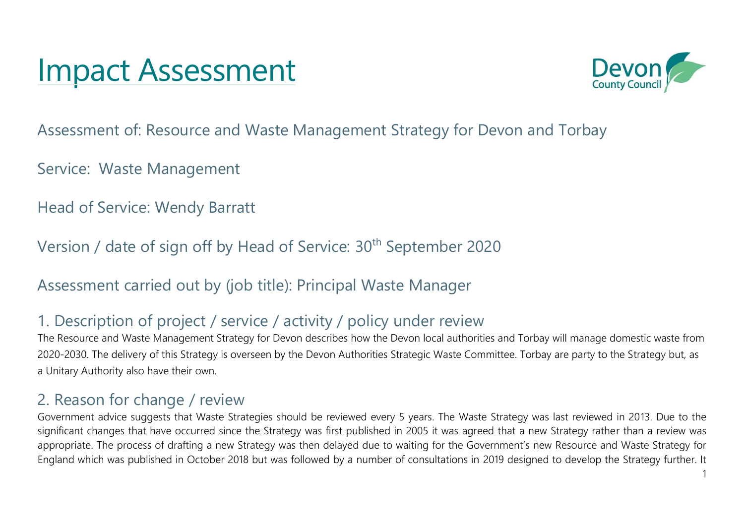# Impact Assessment

Assessment of: Resource and Waste Management Strategy for Devon and Torbay

Service: Waste Management

Head of Service: Wendy Barratt

Version / date of sign off by Head of Service: 30th September 2020

Assessment carried out by (job title): Principal Waste Manager

## 1. Description of project / service / activity / policy under review

The Resource and Waste Management Strategy for Devon describes how the Devon local authorities and Torbay will manage domestic waste from 2020-2030. The delivery of this Strategy is overseen by the Devon Authorities Strategic Waste Committee. Torbay are party to the Strategy but, as a Unitary Authority also have their own.

## 2. Reason for change / review

Government advice suggests that Waste Strategies should be reviewed every 5 years. The Waste Strategy was last reviewed in 2013. Due to the significant changes that have occurred since the Strategy was first published in 2005 it was agreed that a new Strategy rather than a review was appropriate. The process of drafting a new Strategy was then delayed due to waiting for the Government's new Resource and Waste Strategy for England which was published in October 2018 but was followed by a number of consultations in 2019 designed to develop the Strategy further. It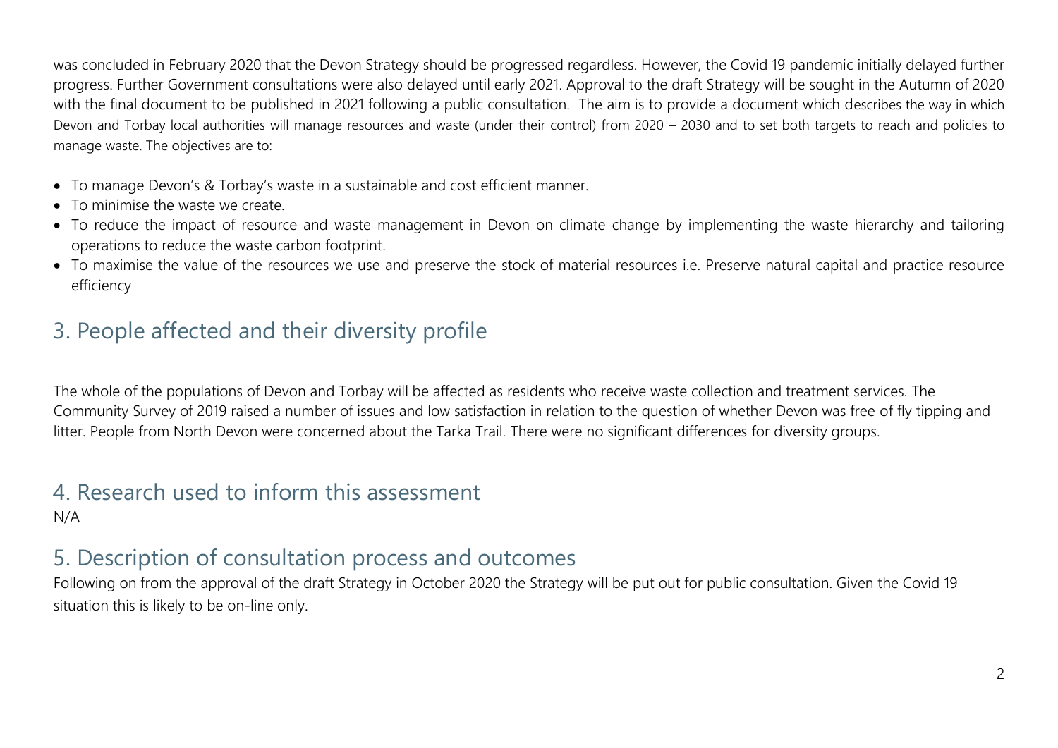was concluded in February 2020 that the Devon Strategy should be progressed regardless. However, the Covid 19 pandemic initially delayed further progress. Further Government consultations were also delayed until early 2021. Approval to the draft Strategy will be sought in the Autumn of 2020 with the final document to be published in 2021 following a public consultation. The aim is to provide a document which describes the way in which Devon and Torbay local authorities will manage resources and waste (under their control) from 2020 – 2030 and to set both targets to reach and policies to manage waste. The objectives are to:

- To manage Devon's & Torbay's waste in a sustainable and cost efficient manner.
- To minimise the waste we create.
- To reduce the impact of resource and waste management in Devon on climate change by implementing the waste hierarchy and tailoring operations to reduce the waste carbon footprint.
- To maximise the value of the resources we use and preserve the stock of material resources i.e. Preserve natural capital and practice resource efficiency

## 3. People affected and their diversity profile

The whole of the populations of Devon and Torbay will be affected as residents who receive waste collection and treatment services. The Community Survey of 2019 raised a number of issues and low satisfaction in relation to the question of whether Devon was free of fly tipping and litter. People from North Devon were concerned about the Tarka Trail. There were no significant differences for diversity groups.

## 4. Research used to inform this assessment

N/A

## 5. Description of consultation process and outcomes

Following on from the approval of the draft Strategy in October 2020 the Strategy will be put out for public consultation. Given the Covid 19 situation this is likely to be on-line only.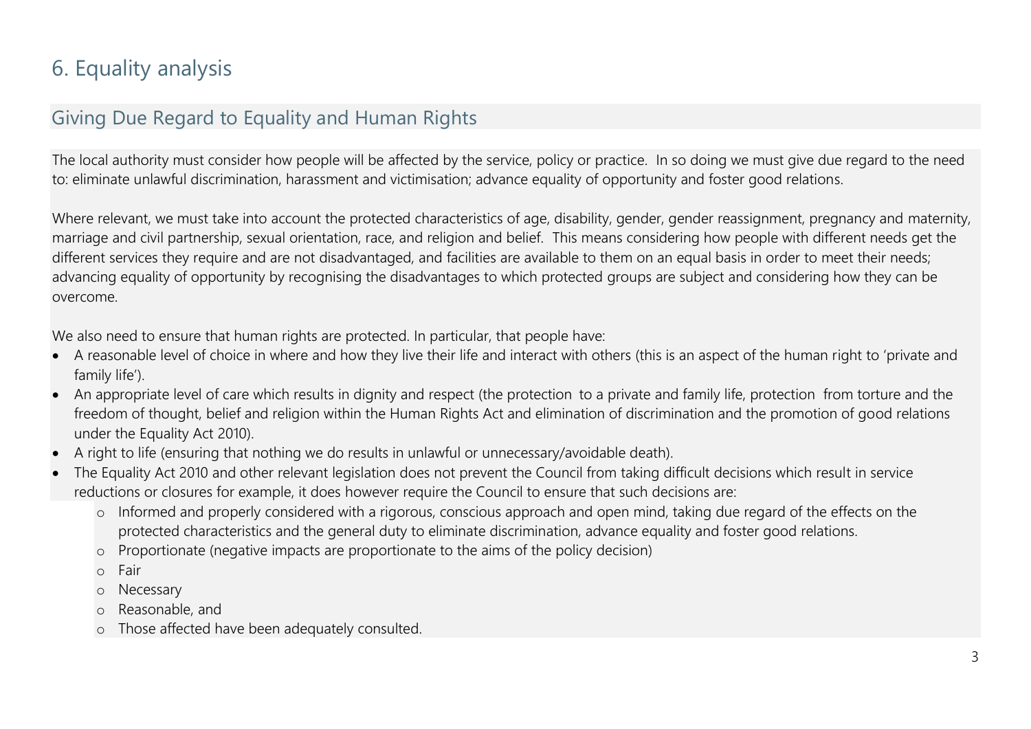# 6. Equality analysis

## Giving Due Regard to Equality and Human Rights

The local authority must consider how people will be affected by the service, policy or practice. In so doing we must give due regard to the need to: eliminate unlawful discrimination, harassment and victimisation; advance equality of opportunity and foster good relations.

Where relevant, we must take into account the protected characteristics of age, disability, gender, gender reassignment, pregnancy and maternity, marriage and civil partnership, sexual orientation, race, and religion and belief. This means considering how people with different needs get the different services they require and are not disadvantaged, and facilities are available to them on an equal basis in order to meet their needs; advancing equality of opportunity by recognising the disadvantages to which protected groups are subject and considering how they can be overcome.

We also need to ensure that human rights are protected. In particular, that people have:

- A reasonable level of choice in where and how they live their life and interact with others (this is an aspect of the human right to 'private and family life').
- An appropriate level of care which results in dignity and respect (the protection to a private and family life, protection from torture and the freedom of thought, belief and religion within the Human Rights Act and elimination of discrimination and the promotion of good relations under the Equality Act 2010).
- A right to life (ensuring that nothing we do results in unlawful or unnecessary/avoidable death).
- The Equality Act 2010 and other relevant legislation does not prevent the Council from taking difficult decisions which result in service reductions or closures for example, it does however require the Council to ensure that such decisions are:
    - Informed and properly considered with a rigorous, conscious approach and open mind, taking due regard of the effects on the protected characteristics and the general duty to eliminate discrimination, advance equality and foster good relations.
    - Proportionate (negative impacts are proportionate to the aims of the policy decision)
    - Fair
    - Necessary
    - Reasonable, and
    - Those affected have been adequately consulted.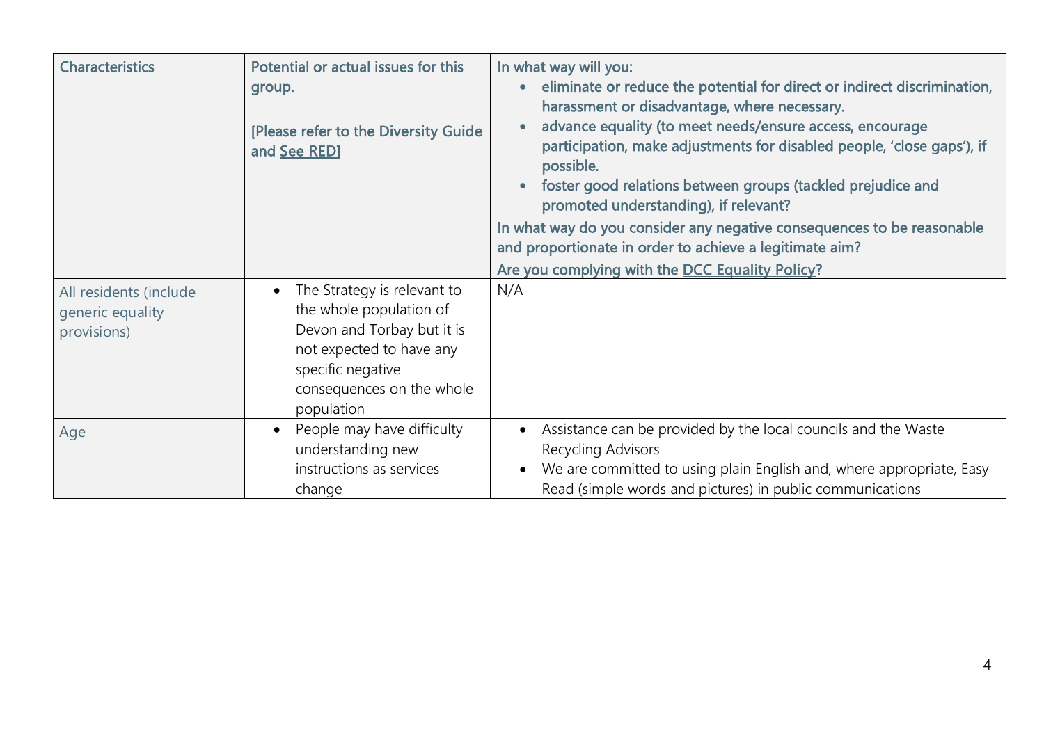| Characteristics | Potential or actual issues for this group.<br><br>[Please refer to the Diversity Guide and See RED] | In what way will you:<br>• eliminate or reduce the potential for direct or indirect discrimination, harassment or disadvantage, where necessary.<br>• advance equality (to meet needs/ensure access, encourage participation, make adjustments for disabled people, 'close gaps'), if possible.<br>• foster good relations between groups (tackled prejudice and promoted understanding), if relevant?<br>In what way do you consider any negative consequences to be reasonable and proportionate in order to achieve a legitimate aim?<br>Are you complying with the DCC Equality Policy? |
| --- | --- | --- |
| All residents (include generic equality provisions) | • The Strategy is relevant to the whole population of Devon and Torbay but it is not expected to have any specific negative consequences on the whole population | N/A |
| Age | • People may have difficulty understanding new instructions as services change | • Assistance can be provided by the local councils and the Waste Recycling Advisors<br>• We are committed to using plain English and, where appropriate, Easy Read (simple words and pictures) in public communications |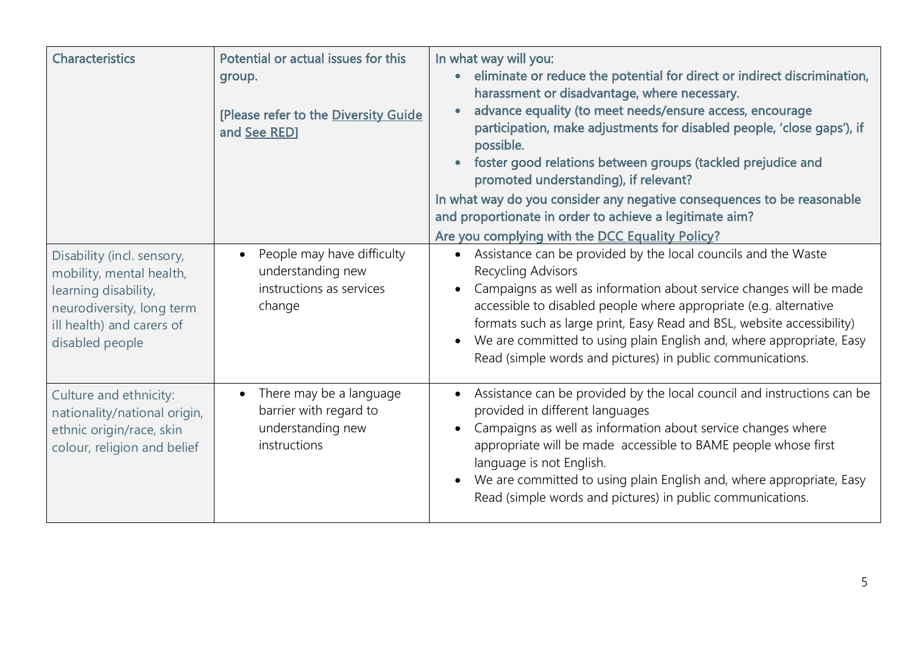| Characteristics | Potential or actual issues for this group.<br><br>[Please refer to the Diversity Guide and See RED] | In what way will you:<br>• eliminate or reduce the potential for direct or indirect discrimination, harassment or disadvantage, where necessary.<br>• advance equality (to meet needs/ensure access, encourage participation, make adjustments for disabled people, 'close gaps'), if possible.<br>• foster good relations between groups (tackled prejudice and promoted understanding), if relevant?<br>In what way do you consider any negative consequences to be reasonable and proportionate in order to achieve a legitimate aim?<br>Are you complying with the DCC Equality Policy? |
|---|---|---|
| Disability (incl. sensory, mobility, mental health, learning disability, neurodiversity, long term ill health) and carers of disabled people | • People may have difficulty understanding new instructions as services change | • Assistance can be provided by the local councils and the Waste Recycling Advisors<br>• Campaigns as well as information about service changes will be made accessible to disabled people where appropriate (e.g. alternative formats such as large print, Easy Read and BSL, website accessibility)<br>• We are committed to using plain English and, where appropriate, Easy Read (simple words and pictures) in public communications. |
| Culture and ethnicity: nationality/national origin, ethnic origin/race, skin colour, religion and belief | • There may be a language barrier with regard to understanding new instructions | • Assistance can be provided by the local council and instructions can be provided in different languages<br>• Campaigns as well as information about service changes where appropriate will be made accessible to BAME people whose first language is not English.<br>• We are committed to using plain English and, where appropriate, Easy Read (simple words and pictures) in public communications. |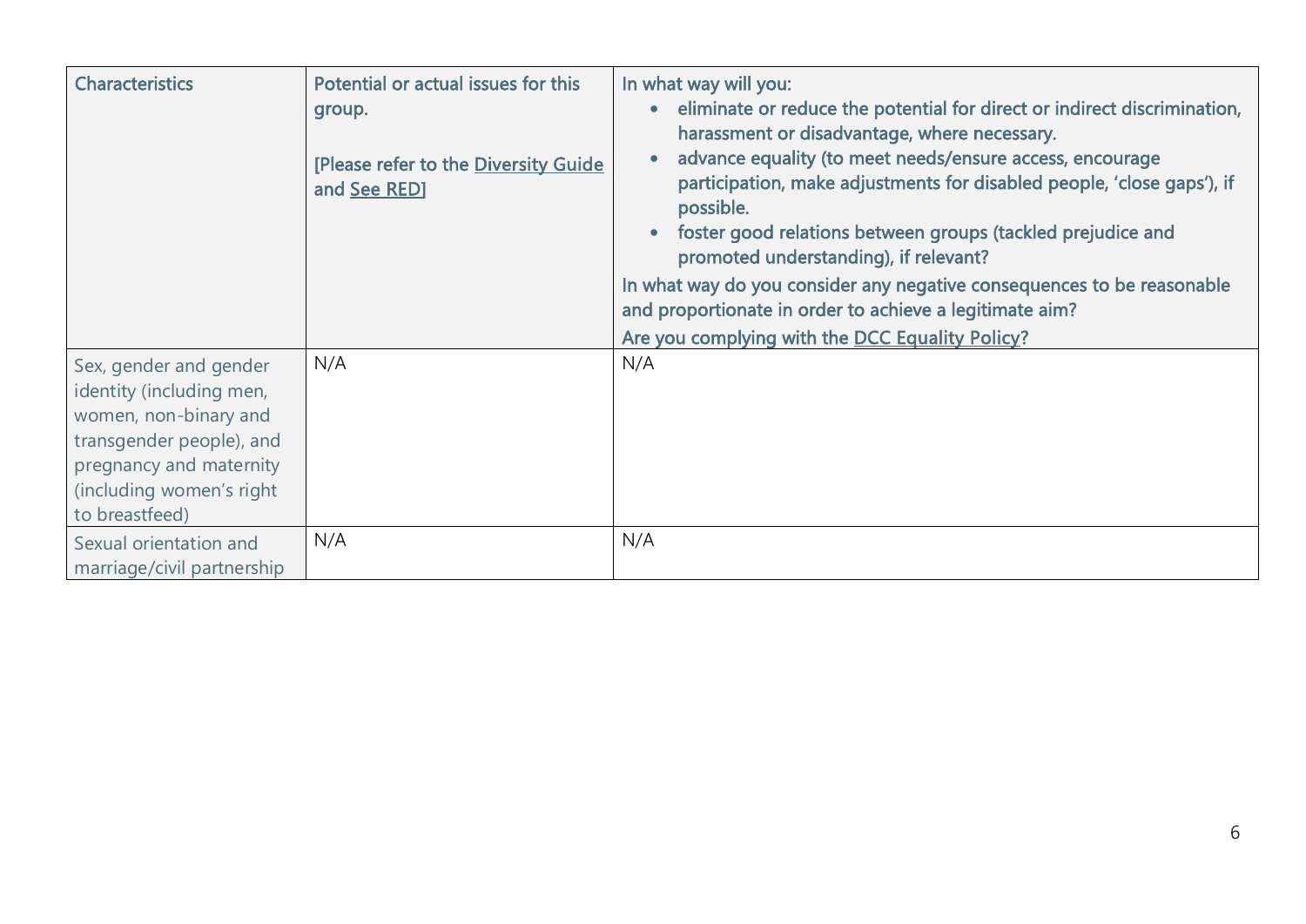| Characteristics | Potential or actual issues for this group.<br><br>[Please refer to the Diversity Guide and See RED] | In what way will you:<br>• eliminate or reduce the potential for direct or indirect discrimination, harassment or disadvantage, where necessary.<br>• advance equality (to meet needs/ensure access, encourage participation, make adjustments for disabled people, 'close gaps'), if possible.<br>• foster good relations between groups (tackled prejudice and promoted understanding), if relevant?<br>In what way do you consider any negative consequences to be reasonable and proportionate in order to achieve a legitimate aim?<br>Are you complying with the DCC Equality Policy? |
|---|---|---|
| Sex, gender and gender identity (including men, women, non-binary and transgender people), and pregnancy and maternity (including women's right to breastfeed) | N/A | N/A |
| Sexual orientation and marriage/civil partnership | N/A | N/A |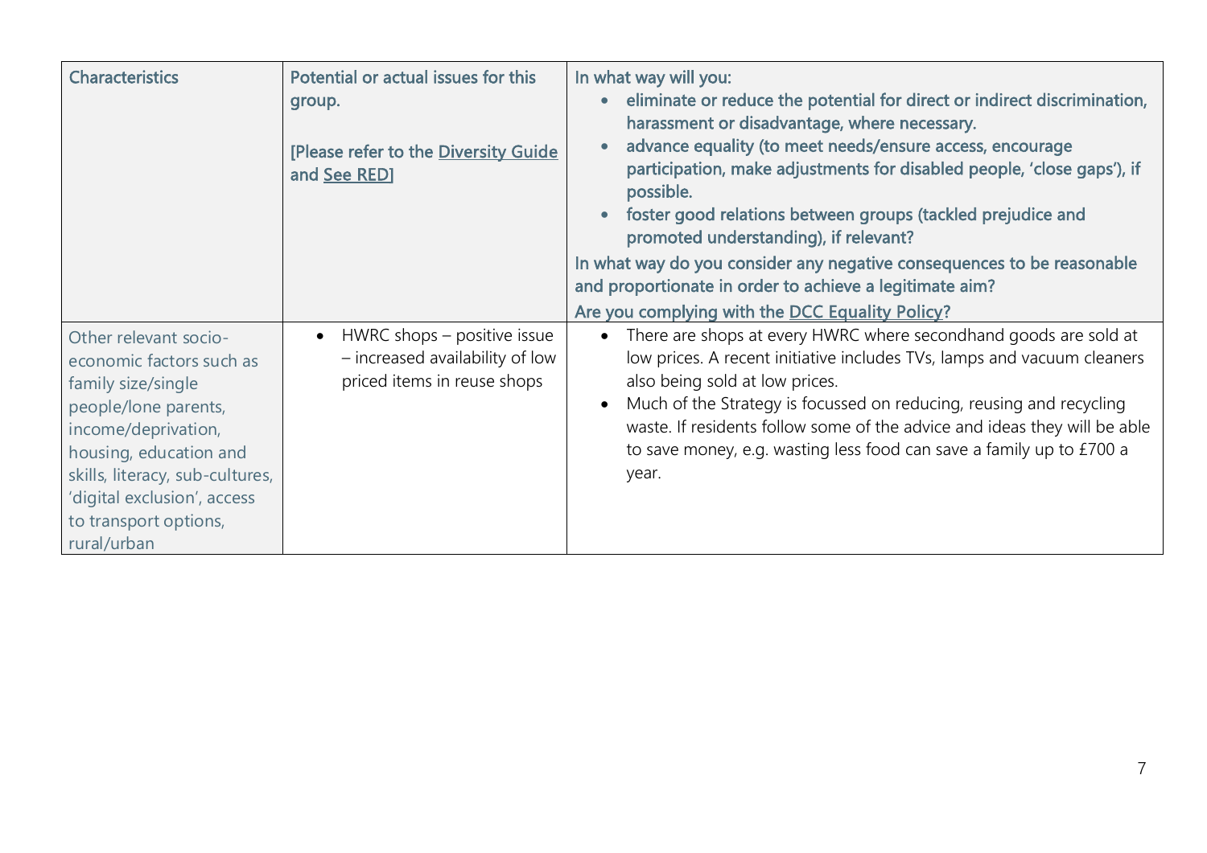| Characteristics | Potential or actual issues for this group.<br><br>[Please refer to the Diversity Guide and See RED] | In what way will you:<br>• eliminate or reduce the potential for direct or indirect discrimination, harassment or disadvantage, where necessary.<br>• advance equality (to meet needs/ensure access, encourage participation, make adjustments for disabled people, 'close gaps'), if possible.<br>• foster good relations between groups (tackled prejudice and promoted understanding), if relevant?<br>In what way do you consider any negative consequences to be reasonable and proportionate in order to achieve a legitimate aim?<br>Are you complying with the DCC Equality Policy? |
|---|---|---|
| Other relevant socio-economic factors such as family size/single people/lone parents, income/deprivation, housing, education and skills, literacy, sub-cultures, 'digital exclusion', access to transport options, rural/urban | • HWRC shops – positive issue – increased availability of low priced items in reuse shops | • There are shops at every HWRC where secondhand goods are sold at low prices. A recent initiative includes TVs, lamps and vacuum cleaners also being sold at low prices.<br>• Much of the Strategy is focussed on reducing, reusing and recycling waste. If residents follow some of the advice and ideas they will be able to save money, e.g. wasting less food can save a family up to £700 a year. |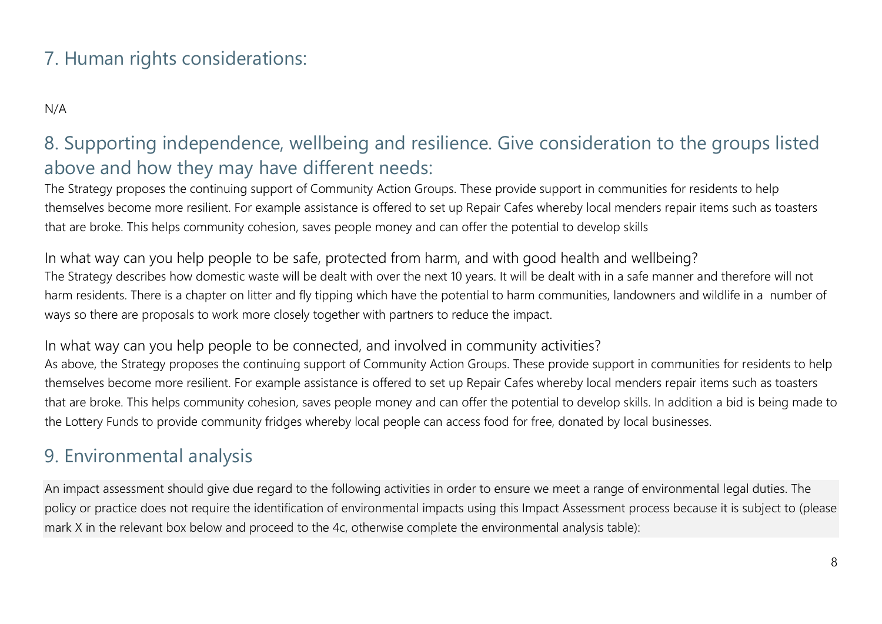## 7. Human rights considerations:

N/A

## 8. Supporting independence, wellbeing and resilience. Give consideration to the groups listed above and how they may have different needs:

The Strategy proposes the continuing support of Community Action Groups. These provide support in communities for residents to help themselves become more resilient. For example assistance is offered to set up Repair Cafes whereby local menders repair items such as toasters that are broke. This helps community cohesion, saves people money and can offer the potential to develop skills

### In what way can you help people to be safe, protected from harm, and with good health and wellbeing?

The Strategy describes how domestic waste will be dealt with over the next 10 years. It will be dealt with in a safe manner and therefore will not harm residents. There is a chapter on litter and fly tipping which have the potential to harm communities, landowners and wildlife in a number of ways so there are proposals to work more closely together with partners to reduce the impact.

### In what way can you help people to be connected, and involved in community activities?

As above, the Strategy proposes the continuing support of Community Action Groups. These provide support in communities for residents to help themselves become more resilient. For example assistance is offered to set up Repair Cafes whereby local menders repair items such as toasters that are broke. This helps community cohesion, saves people money and can offer the potential to develop skills. In addition a bid is being made to the Lottery Funds to provide community fridges whereby local people can access food for free, donated by local businesses.

## 9. Environmental analysis

An impact assessment should give due regard to the following activities in order to ensure we meet a range of environmental legal duties. The policy or practice does not require the identification of environmental impacts using this Impact Assessment process because it is subject to (please mark X in the relevant box below and proceed to the 4c, otherwise complete the environmental analysis table):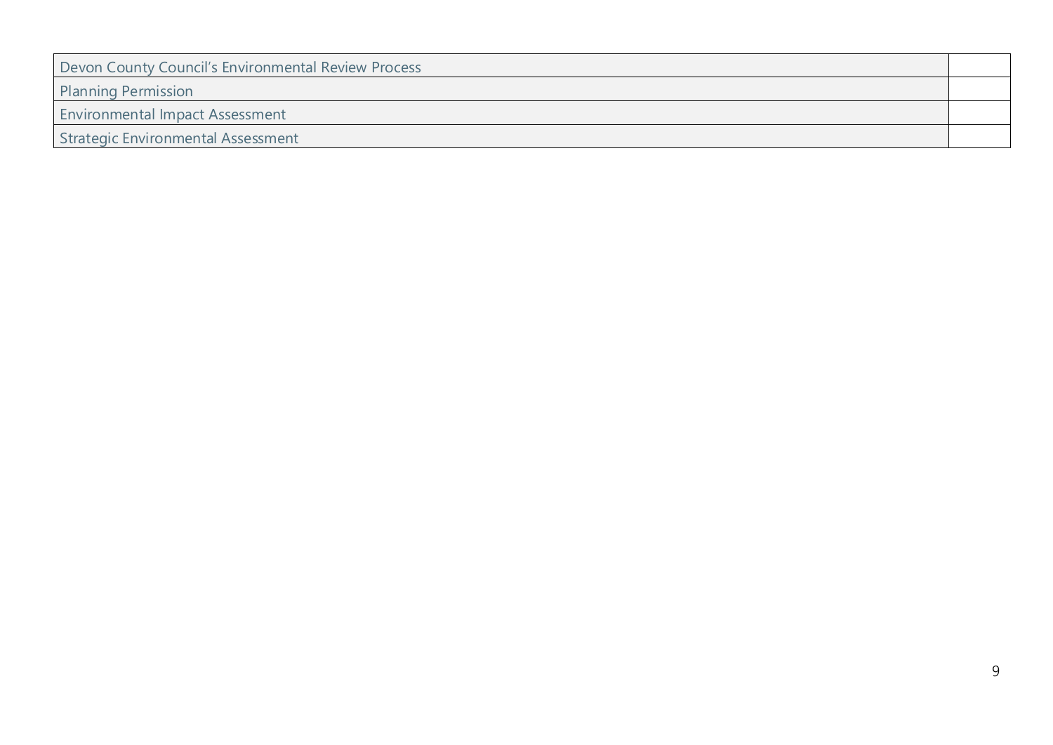| | |
|---|---|
| Devon County Council’s Environmental Review Process | |
| Planning Permission | |
| Environmental Impact Assessment | |
| Strategic Environmental Assessment | |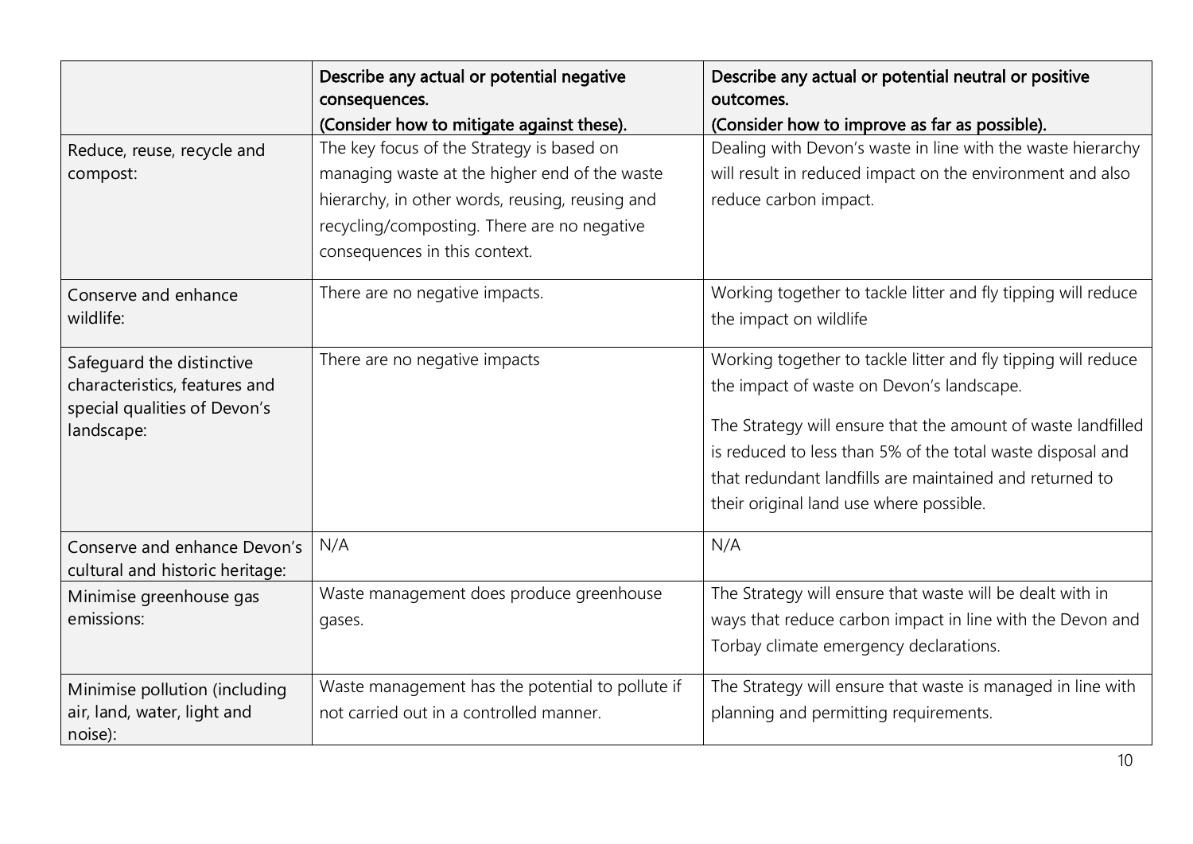| | Describe any actual or potential negative consequences. (Consider how to mitigate against these). | Describe any actual or potential neutral or positive outcomes. (Consider how to improve as far as possible). |
|---|---|---|
| Reduce, reuse, recycle and compost: | The key focus of the Strategy is based on managing waste at the higher end of the waste hierarchy, in other words, reusing, reusing and recycling/composting. There are no negative consequences in this context. | Dealing with Devon's waste in line with the waste hierarchy will result in reduced impact on the environment and also reduce carbon impact. |
| Conserve and enhance wildlife: | There are no negative impacts. | Working together to tackle litter and fly tipping will reduce the impact on wildlife |
| Safeguard the distinctive characteristics, features and special qualities of Devon's landscape: | There are no negative impacts | Working together to tackle litter and fly tipping will reduce the impact of waste on Devon's landscape.<br><br>The Strategy will ensure that the amount of waste landfilled is reduced to less than 5% of the total waste disposal and that redundant landfills are maintained and returned to their original land use where possible. |
| Conserve and enhance Devon's cultural and historic heritage: | N/A | N/A |
| Minimise greenhouse gas emissions: | Waste management does produce greenhouse gases. | The Strategy will ensure that waste will be dealt with in ways that reduce carbon impact in line with the Devon and Torbay climate emergency declarations. |
| Minimise pollution (including air, land, water, light and noise): | Waste management has the potential to pollute if not carried out in a controlled manner. | The Strategy will ensure that waste is managed in line with planning and permitting requirements. |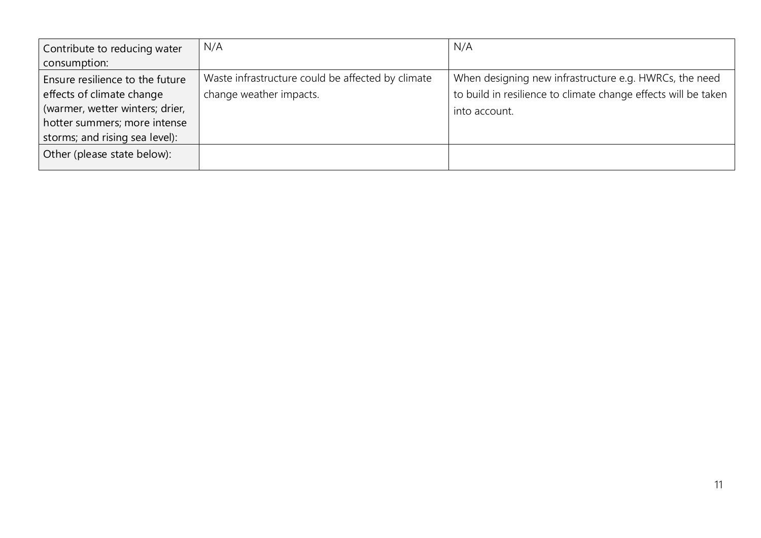| | | |
|---|---|---|
| Contribute to reducing water consumption: | N/A | N/A |
| Ensure resilience to the future effects of climate change (warmer, wetter winters; drier, hotter summers; more intense storms; and rising sea level): | Waste infrastructure could be affected by climate change weather impacts. | When designing new infrastructure e.g. HWRCs, the need to build in resilience to climate change effects will be taken into account. |
| Other (please state below): | | |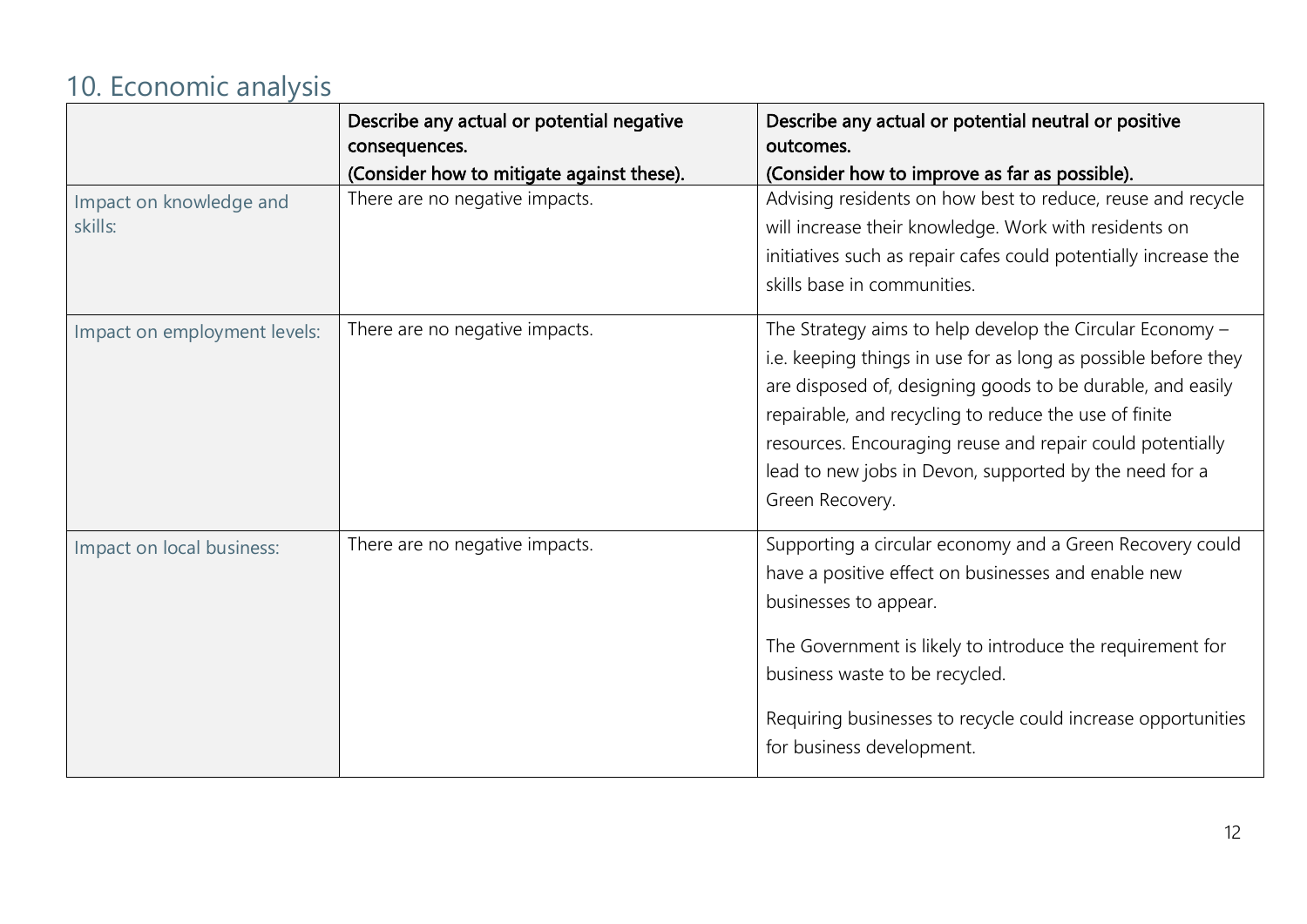## 10. Economic analysis

| | Describe any actual or potential negative consequences. (Consider how to mitigate against these). | Describe any actual or potential neutral or positive outcomes. (Consider how to improve as far as possible). |
|---|---|---|
| Impact on knowledge and skills: | There are no negative impacts. | Advising residents on how best to reduce, reuse and recycle will increase their knowledge. Work with residents on initiatives such as repair cafes could potentially increase the skills base in communities. |
| Impact on employment levels: | There are no negative impacts. | The Strategy aims to help develop the Circular Economy – i.e. keeping things in use for as long as possible before they are disposed of, designing goods to be durable, and easily repairable, and recycling to reduce the use of finite resources. Encouraging reuse and repair could potentially lead to new jobs in Devon, supported by the need for a Green Recovery. |
| Impact on local business: | There are no negative impacts. | Supporting a circular economy and a Green Recovery could have a positive effect on businesses and enable new businesses to appear.<br><br>The Government is likely to introduce the requirement for business waste to be recycled.<br><br>Requiring businesses to recycle could increase opportunities for business development. |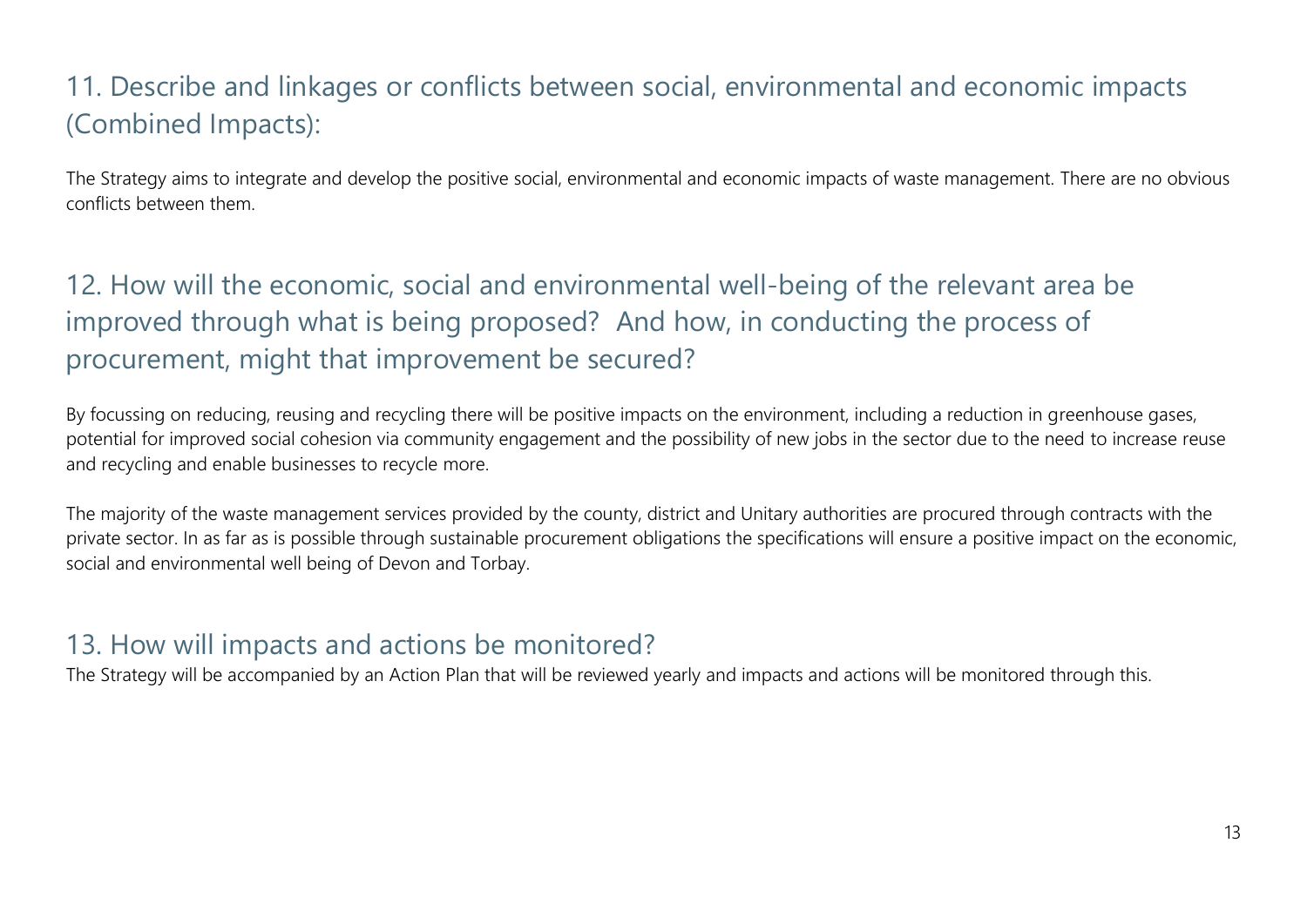## 11. Describe and linkages or conflicts between social, environmental and economic impacts (Combined Impacts):

The Strategy aims to integrate and develop the positive social, environmental and economic impacts of waste management. There are no obvious conflicts between them.

## 12. How will the economic, social and environmental well-being of the relevant area be improved through what is being proposed? And how, in conducting the process of procurement, might that improvement be secured?

By focussing on reducing, reusing and recycling there will be positive impacts on the environment, including a reduction in greenhouse gases, potential for improved social cohesion via community engagement and the possibility of new jobs in the sector due to the need to increase reuse and recycling and enable businesses to recycle more.

The majority of the waste management services provided by the county, district and Unitary authorities are procured through contracts with the private sector. In as far as is possible through sustainable procurement obligations the specifications will ensure a positive impact on the economic, social and environmental well being of Devon and Torbay.

## 13. How will impacts and actions be monitored?

The Strategy will be accompanied by an Action Plan that will be reviewed yearly and impacts and actions will be monitored through this.